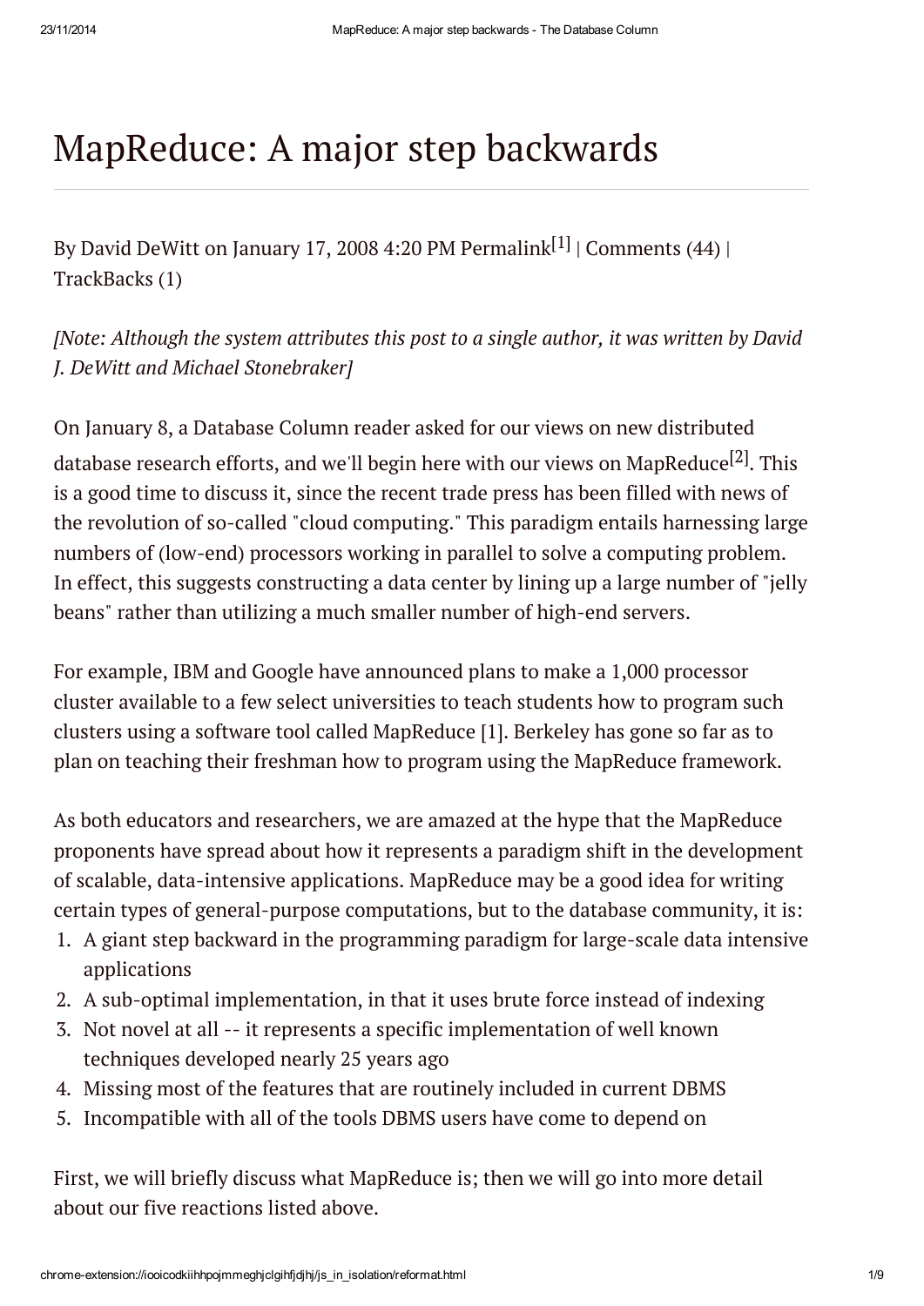# MapReduce: A major step backwards

By David DeWitt on January 17, 2008 4:20 PM Permalink[1] | Comments (44) | TrackBacks (1)

*[Note: Although the system attributes this post to a single author, it was written by David J. DeWitt and Michael Stonebraker]*

On January 8, a Database Column reader asked for our views on new distributed database research efforts, and we'll begin here with our views on MapReduce[2]. This is a good time to discuss it, since the recent trade press has been filled with news of the revolution of so-called "cloud computing." This paradigm entails harnessing large numbers of (low-end) processors working in parallel to solve a computing problem. In effect, this suggests constructing a data center by lining up a large number of "jelly beans" rather than utilizing a much smaller number of high-end servers.

For example, IBM and Google have announced plans to make a 1,000 processor cluster available to a few select universities to teach students how to program such clusters using a software tool called MapReduce [1]. Berkeley has gone so far as to plan on teaching their freshman how to program using the MapReduce framework.

As both educators and researchers, we are amazed at the hype that the MapReduce proponents have spread about how it represents a paradigm shift in the development of scalable, data-intensive applications. MapReduce may be a good idea for writing certain types of general-purpose computations, but to the database community, it is:

1. A giant step backward in the programming paradigm for large-scale data intensive applications
2. A sub-optimal implementation, in that it uses brute force instead of indexing
3. Not novel at all -- it represents a specific implementation of well known techniques developed nearly 25 years ago
4. Missing most of the features that are routinely included in current DBMS
5. Incompatible with all of the tools DBMS users have come to depend on

First, we will briefly discuss what MapReduce is; then we will go into more detail about our five reactions listed above.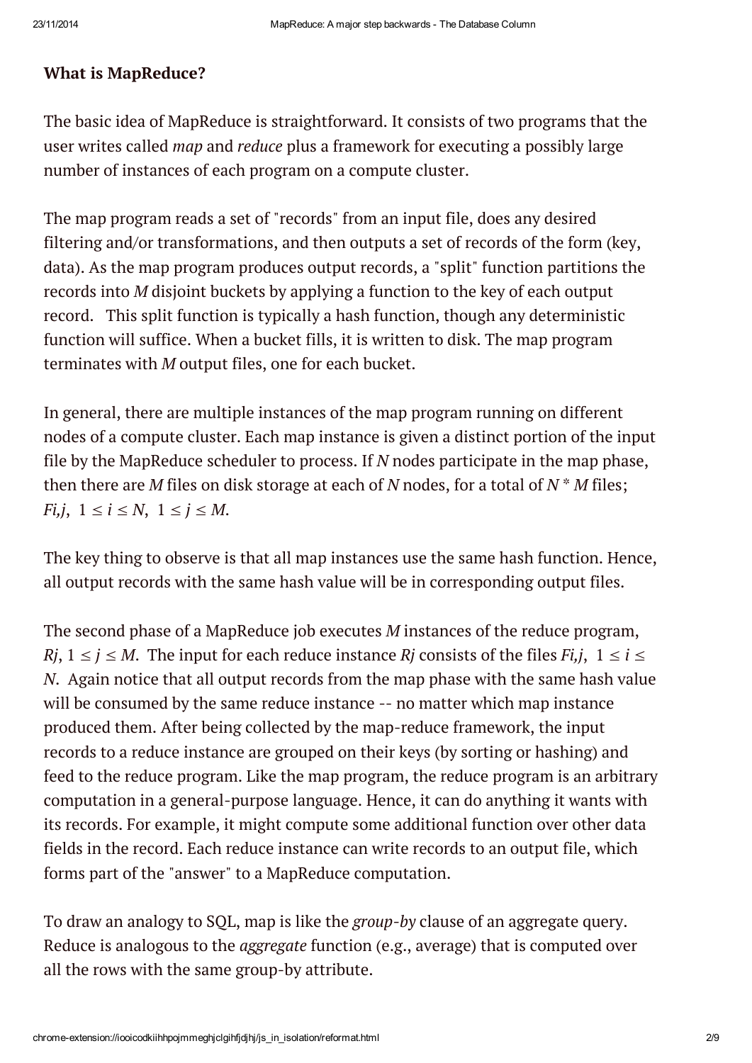**What is MapReduce?**

The basic idea of MapReduce is straightforward. It consists of two programs that the user writes called *map* and *reduce* plus a framework for executing a possibly large number of instances of each program on a compute cluster.

The map program reads a set of "records" from an input file, does any desired filtering and/or transformations, and then outputs a set of records of the form (key, data). As the map program produces output records, a "split" function partitions the records into $M$ disjoint buckets by applying a function to the key of each output record. This split function is typically a hash function, though any deterministic function will suffice. When a bucket fills, it is written to disk. The map program terminates with $M$ output files, one for each bucket.

In general, there are multiple instances of the map program running on different nodes of a compute cluster. Each map instance is given a distinct portion of the input file by the MapReduce scheduler to process. If $N$ nodes participate in the map phase, then there are $M$ files on disk storage at each of $N$ nodes, for a total of $N * M$ files; $F_{i,j}$, $1 \leq i \leq N$, $1 \leq j \leq M$.

The key thing to observe is that all map instances use the same hash function. Hence, all output records with the same hash value will be in corresponding output files.

The second phase of a MapReduce job executes $M$ instances of the reduce program, $R_j$, $1 \leq j \leq M$. The input for each reduce instance $R_j$ consists of the files $F_{i,j}$, $1 \leq i \leq N$. Again notice that all output records from the map phase with the same hash value will be consumed by the same reduce instance -- no matter which map instance produced them. After being collected by the map-reduce framework, the input records to a reduce instance are grouped on their keys (by sorting or hashing) and feed to the reduce program. Like the map program, the reduce program is an arbitrary computation in a general-purpose language. Hence, it can do anything it wants with its records. For example, it might compute some additional function over other data fields in the record. Each reduce instance can write records to an output file, which forms part of the "answer" to a MapReduce computation.

To draw an analogy to SQL, map is like the *group-by* clause of an aggregate query. Reduce is analogous to the *aggregate* function (e.g., average) that is computed over all the rows with the same group-by attribute.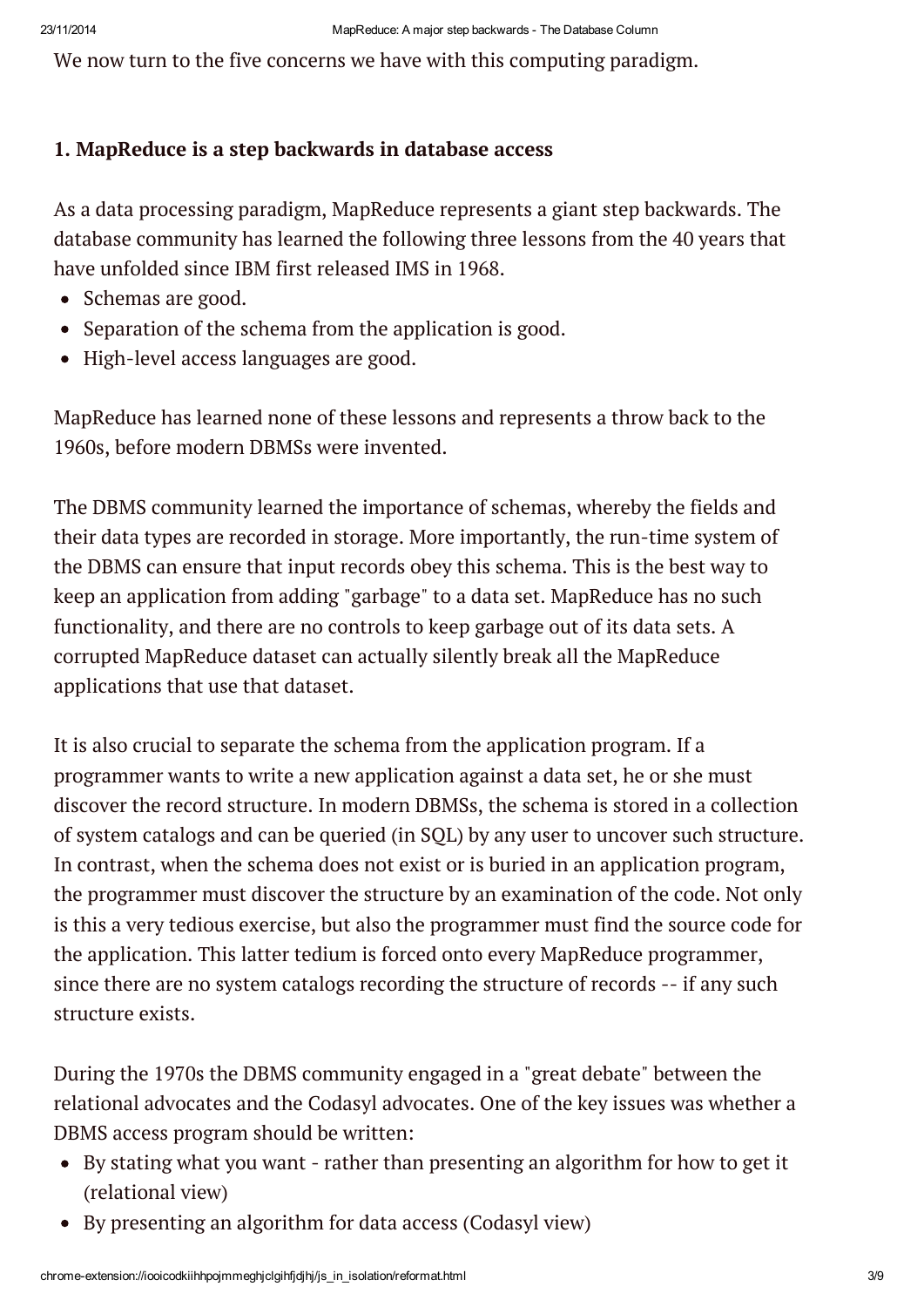We now turn to the five concerns we have with this computing paradigm.

**1. MapReduce is a step backwards in database access**

As a data processing paradigm, MapReduce represents a giant step backwards. The database community has learned the following three lessons from the 40 years that have unfolded since IBM first released IMS in 1968.

- Schemas are good.
- Separation of the schema from the application is good.
- High-level access languages are good.

MapReduce has learned none of these lessons and represents a throw back to the 1960s, before modern DBMSs were invented.

The DBMS community learned the importance of schemas, whereby the fields and their data types are recorded in storage. More importantly, the run-time system of the DBMS can ensure that input records obey this schema. This is the best way to keep an application from adding "garbage" to a data set. MapReduce has no such functionality, and there are no controls to keep garbage out of its data sets. A corrupted MapReduce dataset can actually silently break all the MapReduce applications that use that dataset.

It is also crucial to separate the schema from the application program. If a programmer wants to write a new application against a data set, he or she must discover the record structure. In modern DBMSs, the schema is stored in a collection of system catalogs and can be queried (in SQL) by any user to uncover such structure. In contrast, when the schema does not exist or is buried in an application program, the programmer must discover the structure by an examination of the code. Not only is this a very tedious exercise, but also the programmer must find the source code for the application. This latter tedium is forced onto every MapReduce programmer, since there are no system catalogs recording the structure of records -- if any such structure exists.

During the 1970s the DBMS community engaged in a "great debate" between the relational advocates and the Codasyl advocates. One of the key issues was whether a DBMS access program should be written:

- By stating what you want - rather than presenting an algorithm for how to get it (relational view)
- By presenting an algorithm for data access (Codasyl view)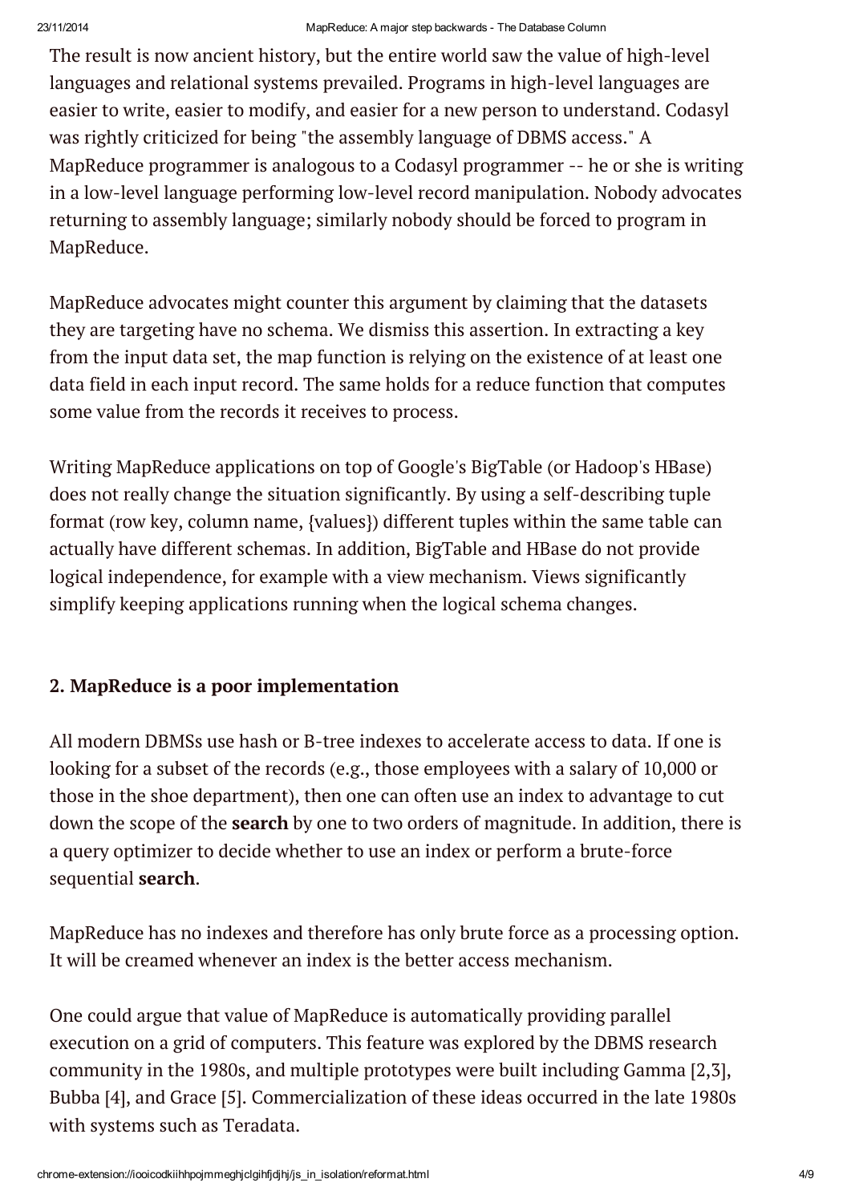The result is now ancient history, but the entire world saw the value of high-level languages and relational systems prevailed. Programs in high-level languages are easier to write, easier to modify, and easier for a new person to understand. Codasyl was rightly criticized for being "the assembly language of DBMS access." A MapReduce programmer is analogous to a Codasyl programmer -- he or she is writing in a low-level language performing low-level record manipulation. Nobody advocates returning to assembly language; similarly nobody should be forced to program in MapReduce.

MapReduce advocates might counter this argument by claiming that the datasets they are targeting have no schema. We dismiss this assertion. In extracting a key from the input data set, the map function is relying on the existence of at least one data field in each input record. The same holds for a reduce function that computes some value from the records it receives to process.

Writing MapReduce applications on top of Google's BigTable (or Hadoop's HBase) does not really change the situation significantly. By using a self-describing tuple format (row key, column name, {values}) different tuples within the same table can actually have different schemas. In addition, BigTable and HBase do not provide logical independence, for example with a view mechanism. Views significantly simplify keeping applications running when the logical schema changes.

## 2. MapReduce is a poor implementation

All modern DBMSs use hash or B-tree indexes to accelerate access to data. If one is looking for a subset of the records (e.g., those employees with a salary of 10,000 or those in the shoe department), then one can often use an index to advantage to cut down the scope of the **search** by one to two orders of magnitude. In addition, there is a query optimizer to decide whether to use an index or perform a brute-force sequential **search**.

MapReduce has no indexes and therefore has only brute force as a processing option. It will be creamed whenever an index is the better access mechanism.

One could argue that value of MapReduce is automatically providing parallel execution on a grid of computers. This feature was explored by the DBMS research community in the 1980s, and multiple prototypes were built including Gamma [2,3], Bubba [4], and Grace [5]. Commercialization of these ideas occurred in the late 1980s with systems such as Teradata.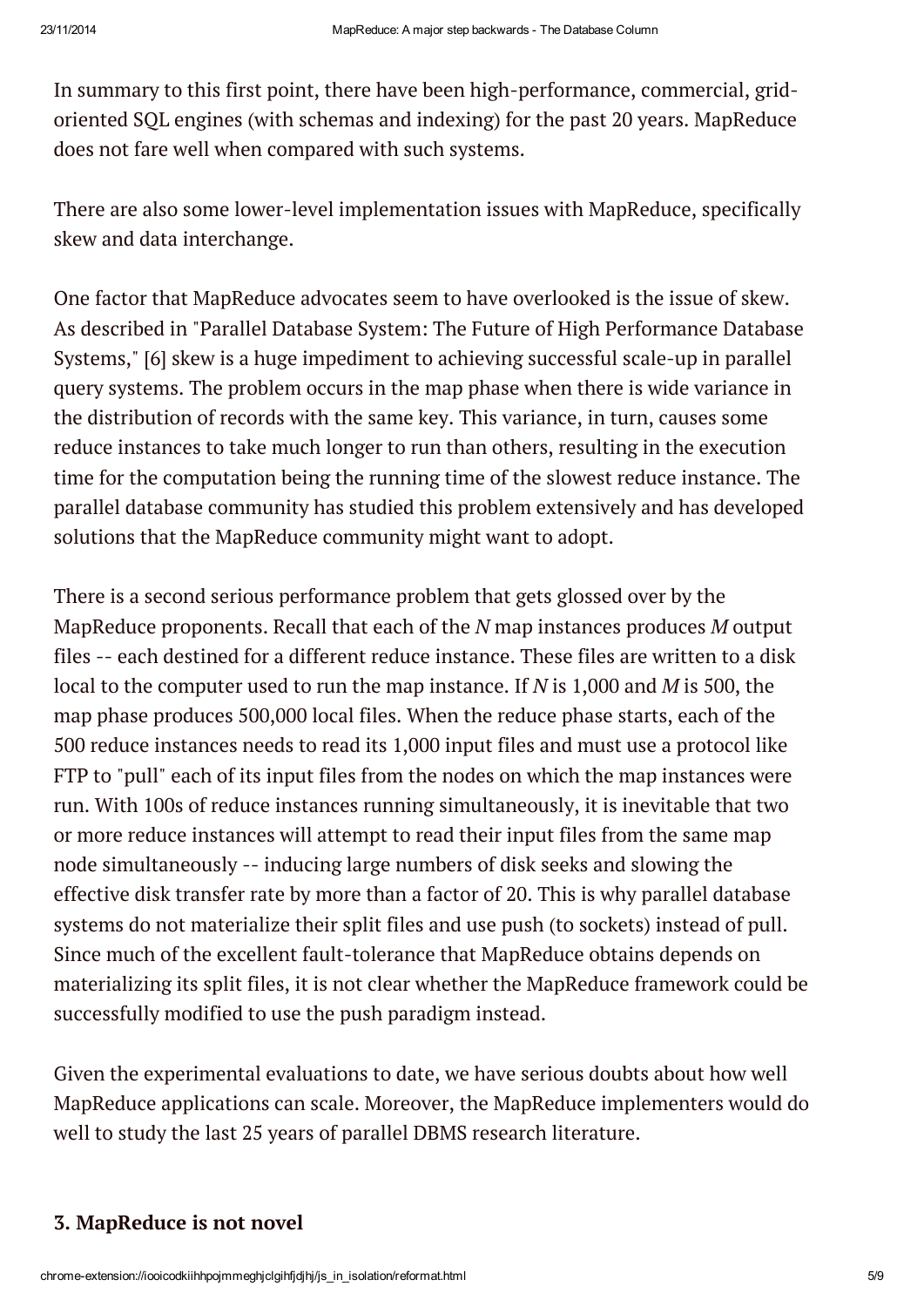In summary to this first point, there have been high-performance, commercial, grid-oriented SQL engines (with schemas and indexing) for the past 20 years. MapReduce does not fare well when compared with such systems.

There are also some lower-level implementation issues with MapReduce, specifically skew and data interchange.

One factor that MapReduce advocates seem to have overlooked is the issue of skew. As described in "Parallel Database System: The Future of High Performance Database Systems," [6] skew is a huge impediment to achieving successful scale-up in parallel query systems. The problem occurs in the map phase when there is wide variance in the distribution of records with the same key. This variance, in turn, causes some reduce instances to take much longer to run than others, resulting in the execution time for the computation being the running time of the slowest reduce instance. The parallel database community has studied this problem extensively and has developed solutions that the MapReduce community might want to adopt.

There is a second serious performance problem that gets glossed over by the MapReduce proponents. Recall that each of the *N* map instances produces *M* output files -- each destined for a different reduce instance. These files are written to a disk local to the computer used to run the map instance. If *N* is 1,000 and *M* is 500, the map phase produces 500,000 local files. When the reduce phase starts, each of the 500 reduce instances needs to read its 1,000 input files and must use a protocol like FTP to "pull" each of its input files from the nodes on which the map instances were run. With 100s of reduce instances running simultaneously, it is inevitable that two or more reduce instances will attempt to read their input files from the same map node simultaneously -- inducing large numbers of disk seeks and slowing the effective disk transfer rate by more than a factor of 20. This is why parallel database systems do not materialize their split files and use push (to sockets) instead of pull. Since much of the excellent fault-tolerance that MapReduce obtains depends on materializing its split files, it is not clear whether the MapReduce framework could be successfully modified to use the push paradigm instead.

Given the experimental evaluations to date, we have serious doubts about how well MapReduce applications can scale. Moreover, the MapReduce implementers would do well to study the last 25 years of parallel DBMS research literature.

### 3. MapReduce is not novel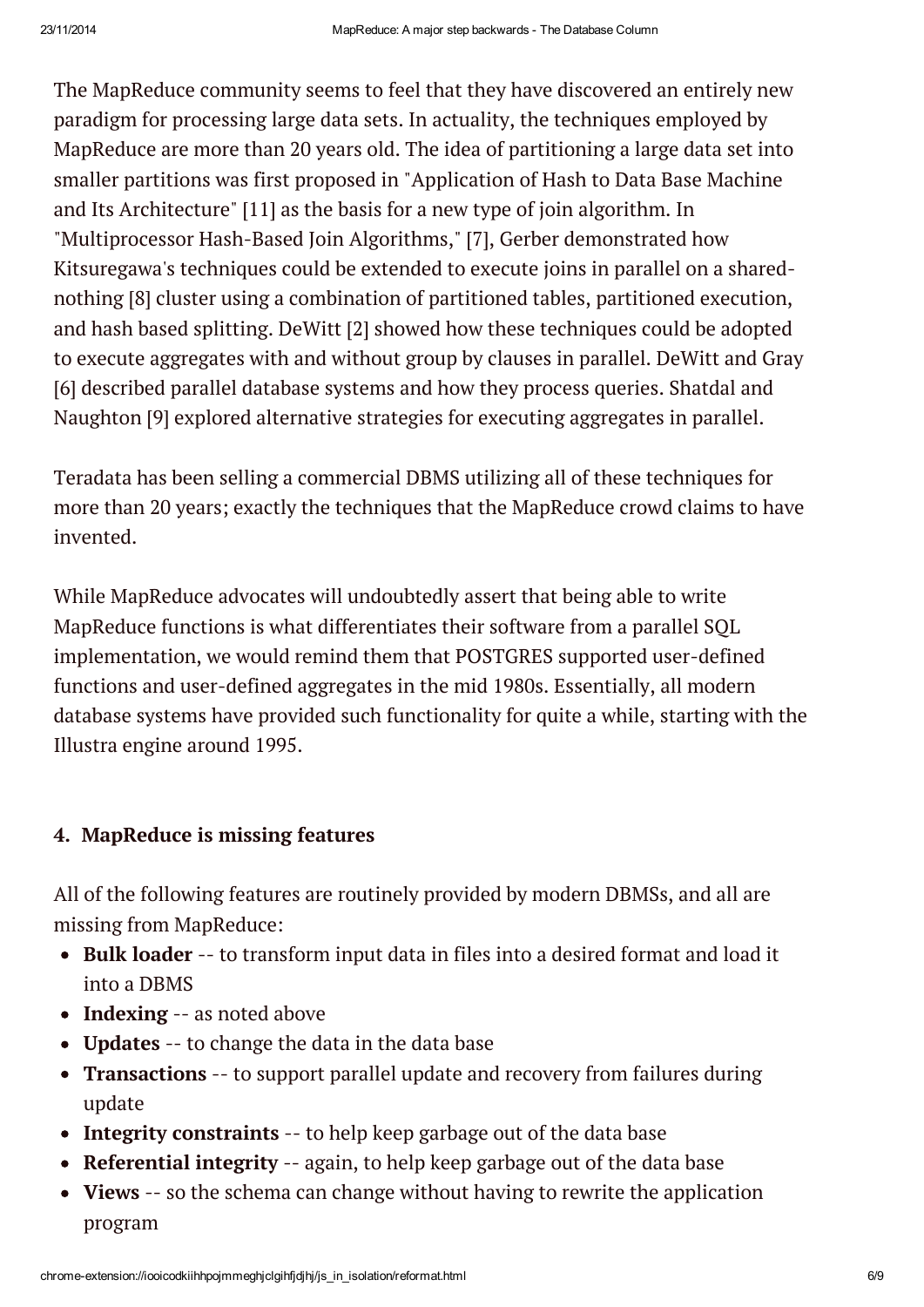The MapReduce community seems to feel that they have discovered an entirely new paradigm for processing large data sets. In actuality, the techniques employed by MapReduce are more than 20 years old. The idea of partitioning a large data set into smaller partitions was first proposed in "Application of Hash to Data Base Machine and Its Architecture" [11] as the basis for a new type of join algorithm. In "Multiprocessor Hash-Based Join Algorithms," [7], Gerber demonstrated how Kitsuregawa's techniques could be extended to execute joins in parallel on a shared-nothing [8] cluster using a combination of partitioned tables, partitioned execution, and hash based splitting. DeWitt [2] showed how these techniques could be adopted to execute aggregates with and without group by clauses in parallel. DeWitt and Gray [6] described parallel database systems and how they process queries. Shatdal and Naughton [9] explored alternative strategies for executing aggregates in parallel.

Teradata has been selling a commercial DBMS utilizing all of these techniques for more than 20 years; exactly the techniques that the MapReduce crowd claims to have invented.

While MapReduce advocates will undoubtedly assert that being able to write MapReduce functions is what differentiates their software from a parallel SQL implementation, we would remind them that POSTGRES supported user-defined functions and user-defined aggregates in the mid 1980s. Essentially, all modern database systems have provided such functionality for quite a while, starting with the Illustra engine around 1995.

#### 4. MapReduce is missing features

All of the following features are routinely provided by modern DBMSs, and all are missing from MapReduce:

- **Bulk loader** -- to transform input data in files into a desired format and load it into a DBMS
- **Indexing** -- as noted above
- **Updates** -- to change the data in the data base
- **Transactions** -- to support parallel update and recovery from failures during update
- **Integrity constraints** -- to help keep garbage out of the data base
- **Referential integrity** -- again, to help keep garbage out of the data base
- **Views** -- so the schema can change without having to rewrite the application program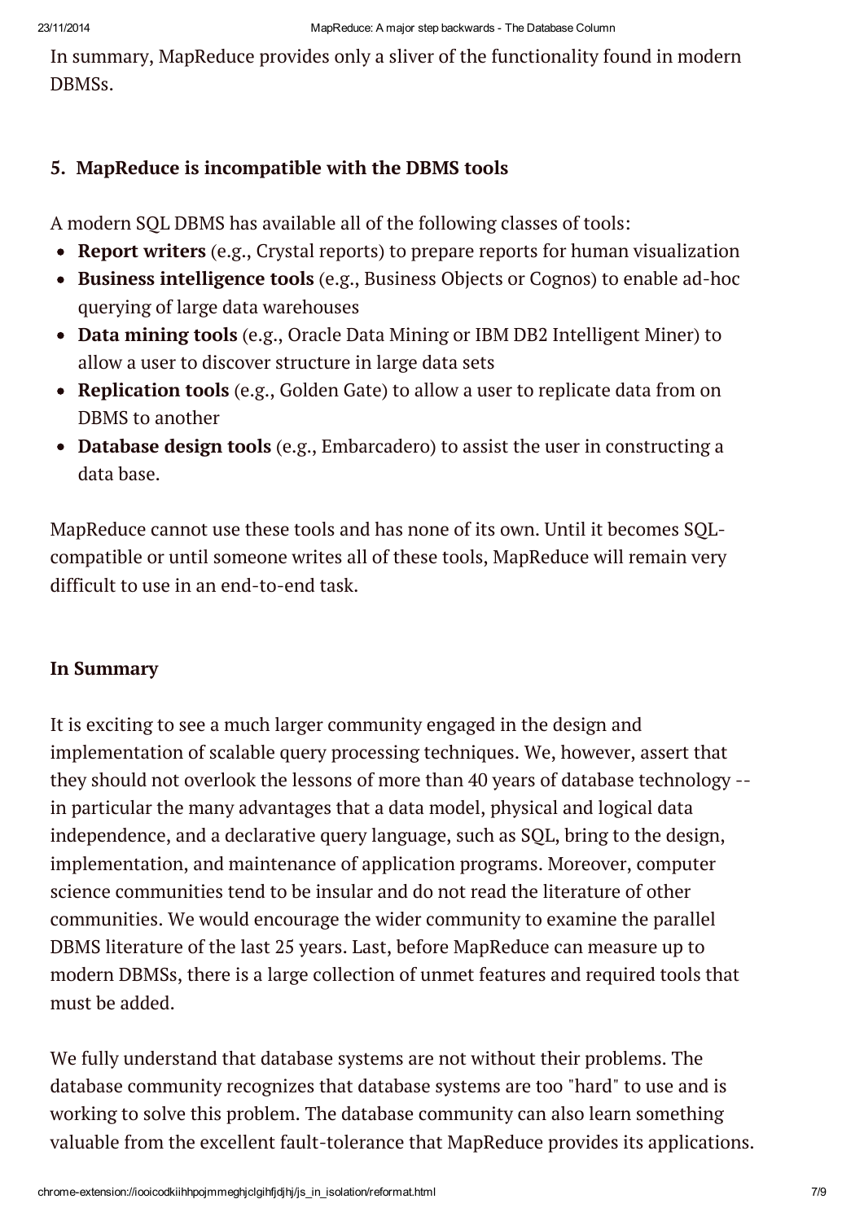In summary, MapReduce provides only a sliver of the functionality found in modern DBMSs.

### 5. MapReduce is incompatible with the DBMS tools

A modern SQL DBMS has available all of the following classes of tools:

- **Report writers** (e.g., Crystal reports) to prepare reports for human visualization
- **Business intelligence tools** (e.g., Business Objects or Cognos) to enable ad-hoc querying of large data warehouses
- **Data mining tools** (e.g., Oracle Data Mining or IBM DB2 Intelligent Miner) to allow a user to discover structure in large data sets
- **Replication tools** (e.g., Golden Gate) to allow a user to replicate data from on DBMS to another
- **Database design tools** (e.g., Embarcadero) to assist the user in constructing a data base.

MapReduce cannot use these tools and has none of its own. Until it becomes SQL-compatible or until someone writes all of these tools, MapReduce will remain very difficult to use in an end-to-end task.

### In Summary

It is exciting to see a much larger community engaged in the design and implementation of scalable query processing techniques. We, however, assert that they should not overlook the lessons of more than 40 years of database technology -- in particular the many advantages that a data model, physical and logical data independence, and a declarative query language, such as SQL, bring to the design, implementation, and maintenance of application programs. Moreover, computer science communities tend to be insular and do not read the literature of other communities. We would encourage the wider community to examine the parallel DBMS literature of the last 25 years. Last, before MapReduce can measure up to modern DBMSs, there is a large collection of unmet features and required tools that must be added.

We fully understand that database systems are not without their problems. The database community recognizes that database systems are too "hard" to use and is working to solve this problem. The database community can also learn something valuable from the excellent fault-tolerance that MapReduce provides its applications.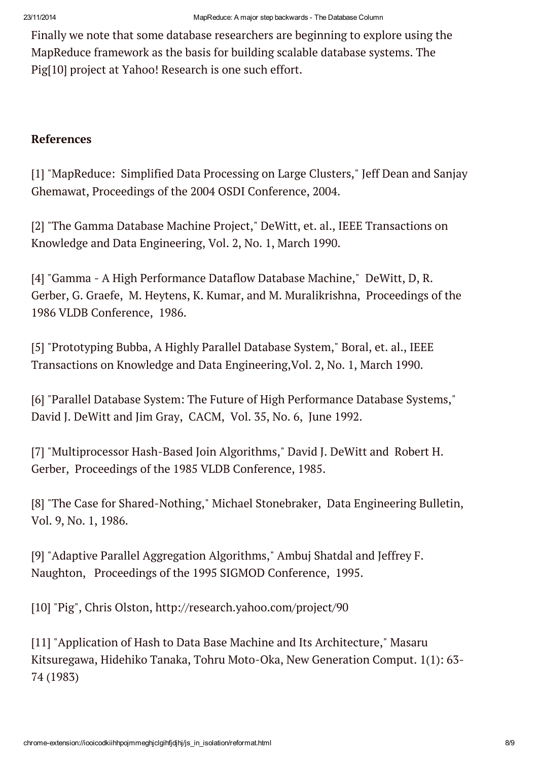Finally we note that some database researchers are beginning to explore using the MapReduce framework as the basis for building scalable database systems. The Pig[10] project at Yahoo! Research is one such effort.

**References**

[1] "MapReduce: Simplified Data Processing on Large Clusters," Jeff Dean and Sanjay Ghemawat, Proceedings of the 2004 OSDI Conference, 2004.

[2] "The Gamma Database Machine Project," DeWitt, et. al., IEEE Transactions on Knowledge and Data Engineering, Vol. 2, No. 1, March 1990.

[4] "Gamma - A High Performance Dataflow Database Machine," DeWitt, D, R. Gerber, G. Graefe, M. Heytens, K. Kumar, and M. Muralikrishna, Proceedings of the 1986 VLDB Conference, 1986.

[5] "Prototyping Bubba, A Highly Parallel Database System," Boral, et. al., IEEE Transactions on Knowledge and Data Engineering,Vol. 2, No. 1, March 1990.

[6] "Parallel Database System: The Future of High Performance Database Systems," David J. DeWitt and Jim Gray, CACM, Vol. 35, No. 6, June 1992.

[7] "Multiprocessor Hash-Based Join Algorithms," David J. DeWitt and Robert H. Gerber, Proceedings of the 1985 VLDB Conference, 1985.

[8] "The Case for Shared-Nothing," Michael Stonebraker, Data Engineering Bulletin, Vol. 9, No. 1, 1986.

[9] "Adaptive Parallel Aggregation Algorithms," Ambuj Shatdal and Jeffrey F. Naughton, Proceedings of the 1995 SIGMOD Conference, 1995.

[10] "Pig", Chris Olston, http://research.yahoo.com/project/90

[11] "Application of Hash to Data Base Machine and Its Architecture," Masaru Kitsuregawa, Hidehiko Tanaka, Tohru Moto-Oka, New Generation Comput. 1(1): 63-74 (1983)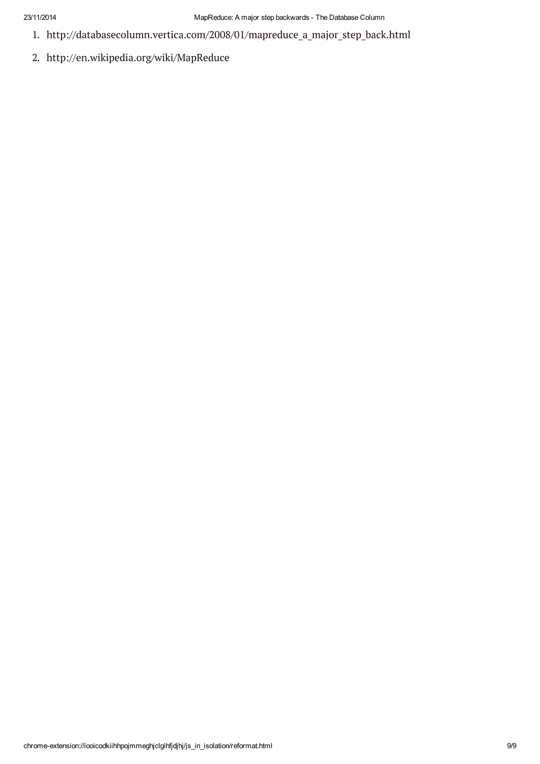1. http://databasecolumn.vertica.com/2008/01/mapreduce_a_major_step_back.html
2. http://en.wikipedia.org/wiki/MapReduce